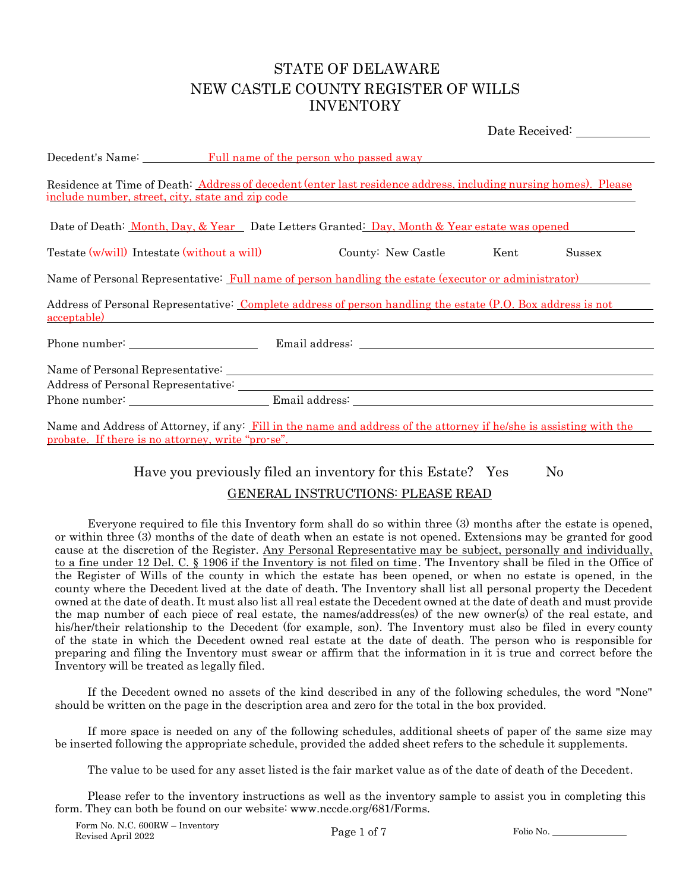# STATE OF DELAWARE
# NEW CASTLE COUNTY REGISTER OF WILLS
# INVENTORY

Date Received: ____________

Decedent's Name: Full name of the person who passed away

Residence at Time of Death: Address of decedent (enter last residence address, including nursing homes). Please include number, street, city, state and zip code

Date of Death: Month, Day, & Year Date Letters Granted: Day, Month & Year estate was opened

Testate (w/will) Intestate (without a will) County: New Castle Kent Sussex

Name of Personal Representative: Full name of person handling the estate (executor or administrator)

Address of Personal Representative: Complete address of person handling the estate (P.O. Box address is not acceptable)

Phone number: ____________ Email address: ____________

Name of Personal Representative: ____________
Address of Personal Representative: ____________
Phone number: ____________ Email address: ____________

Name and Address of Attorney, if any: Fill in the name and address of the attorney if he/she is assisting with the probate. If there is no attorney, write "pro-se".

Have you previously filed an inventory for this Estate? Yes No

## GENERAL INSTRUCTIONS: PLEASE READ

Everyone required to file this Inventory form shall do so within three (3) months after the estate is opened, or within three (3) months of the date of death when an estate is not opened. Extensions may be granted for good cause at the discretion of the Register. Any Personal Representative may be subject, personally and individually, to a fine under 12 Del. C. § 1906 if the Inventory is not filed on time. The Inventory shall be filed in the Office of the Register of Wills of the county in which the estate has been opened, or when no estate is opened, in the county where the Decedent lived at the date of death. The Inventory shall list all personal property the Decedent owned at the date of death. It must also list all real estate the Decedent owned at the date of death and must provide the map number of each piece of real estate, the names/address(es) of the new owner(s) of the real estate, and his/her/their relationship to the Decedent (for example, son). The Inventory must also be filed in every county of the state in which the Decedent owned real estate at the date of death. The person who is responsible for preparing and filing the Inventory must swear or affirm that the information in it is true and correct before the Inventory will be treated as legally filed.

If the Decedent owned no assets of the kind described in any of the following schedules, the word "None" should be written on the page in the description area and zero for the total in the box provided.

If more space is needed on any of the following schedules, additional sheets of paper of the same size may be inserted following the appropriate schedule, provided the added sheet refers to the schedule it supplements.

The value to be used for any asset listed is the fair market value as of the date of death of the Decedent.

Please refer to the inventory instructions as well as the inventory sample to assist you in completing this form. They can both be found on our website: www.nccde.org/681/Forms.

Form No. N.C. 600RW – Inventory
Revised April 2022

Folio No. ____________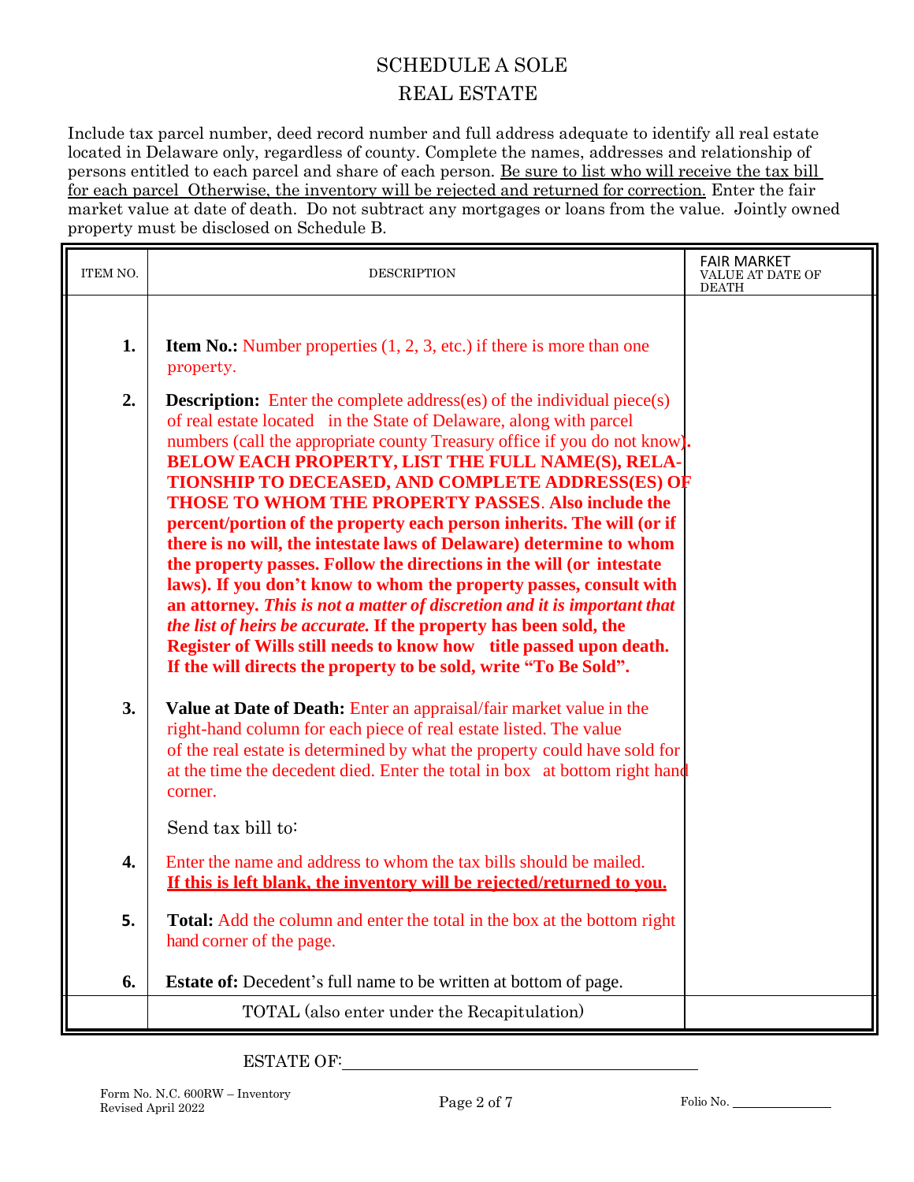# SCHEDULE A SOLE
# REAL ESTATE

Include tax parcel number, deed record number and full address adequate to identify all real estate located in Delaware only, regardless of county. Complete the names, addresses and relationship of persons entitled to each parcel and share of each person. Be sure to list who will receive the tax bill for each parcel Otherwise, the inventory will be rejected and returned for correction. Enter the fair market value at date of death. Do not subtract any mortgages or loans from the value. Jointly owned property must be disclosed on Schedule B.

| ITEM NO. | DESCRIPTION | FAIR MARKET VALUE AT DATE OF DEATH |
|---|---|---|
| **1.** | **Item No.:** Number properties (1, 2, 3, etc.) if there is more than one property. | |
| **2.** | **Description:** Enter the complete address(es) of the individual piece(s) of real estate located in the State of Delaware, along with parcel numbers (call the appropriate county Treasury office if you do not know). **BELOW EACH PROPERTY, LIST THE FULL NAME(S), RELATIONSHIP TO DECEASED, AND COMPLETE ADDRESS(ES) OF THOSE TO WHOM THE PROPERTY PASSES. Also include the percent/portion of the property each person inherits. The will (or if there is no will, the intestate laws of Delaware) determine to whom the property passes. Follow the directions in the will (or intestate laws). If you don't know to whom the property passes, consult with an attorney. *This is not a matter of discretion and it is important that the list of heirs be accurate.* If the property has been sold, the Register of Wills still needs to know how title passed upon death. If the will directs the property to be sold, write "To Be Sold".** | |
| **3.** | **Value at Date of Death:** Enter an appraisal/fair market value in the right-hand column for each piece of real estate listed. The value of the real estate is determined by what the property could have sold for at the time the decedent died. Enter the total in box at bottom right hand corner. | |
| | Send tax bill to: | |
| **4.** | Enter the name and address to whom the tax bills should be mailed. **If this is left blank, the inventory will be rejected/returned to you.** | |
| **5.** | **Total:** Add the column and enter the total in the box at the bottom right hand corner of the page. | |
| **6.** | **Estate of:** Decedent's full name to be written at bottom of page. | |
| | TOTAL (also enter under the Recapitulation) | |

ESTATE OF: ______________________________

Form No. N.C. 600RW – Inventory
Revised April 2022

Folio No. __________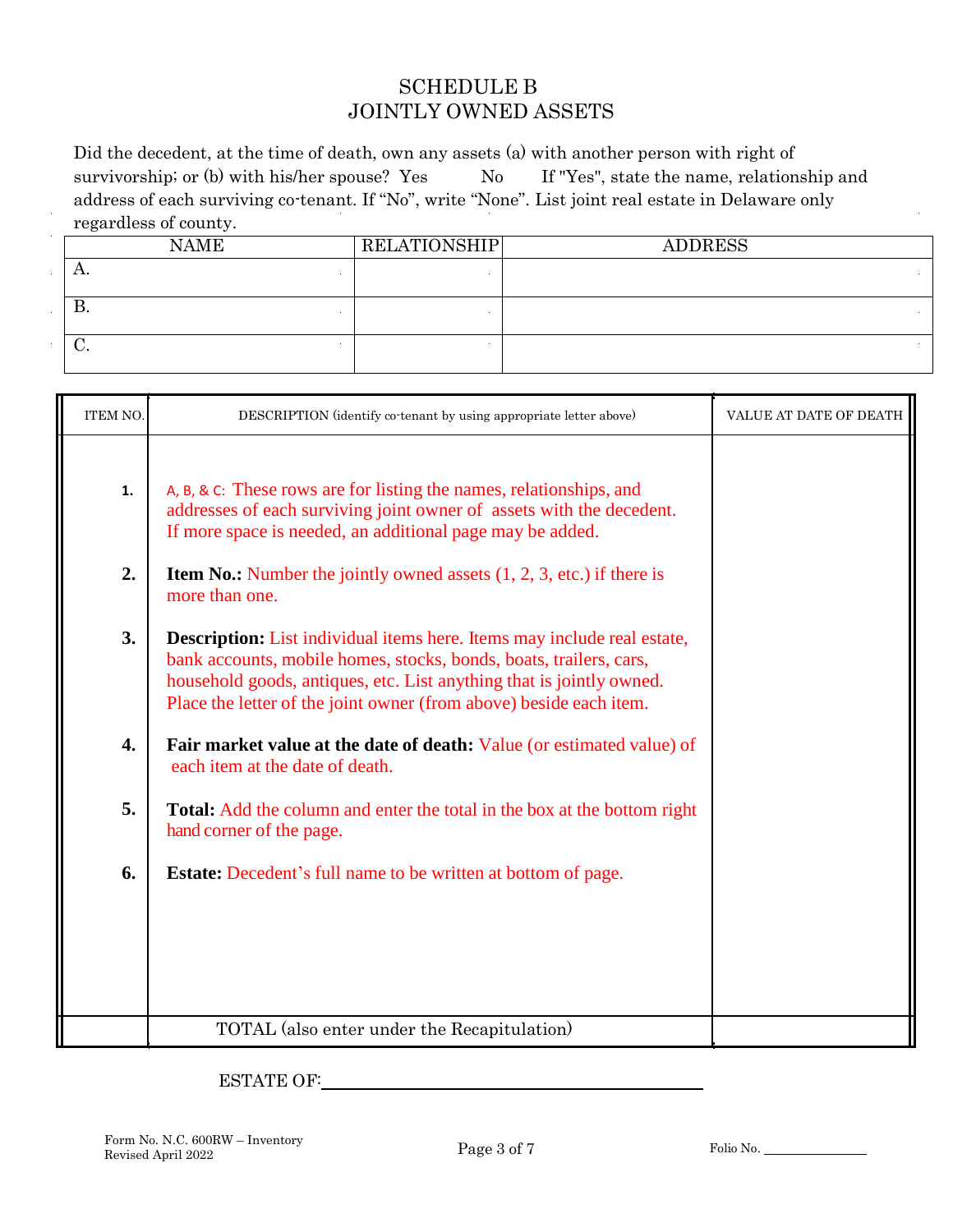# SCHEDULE B
## JOINTLY OWNED ASSETS

Did the decedent, at the time of death, own any assets (a) with another person with right of survivorship; or (b) with his/her spouse? Yes  No  If "Yes", state the name, relationship and address of each surviving co-tenant. If "No", write "None". List joint real estate in Delaware only regardless of county.

| NAME | RELATIONSHIP | ADDRESS |
|---|---|---|
| A. | | |
| B. | | |
| C. | | |

| ITEM NO. | DESCRIPTION (identify co-tenant by using appropriate letter above) | VALUE AT DATE OF DEATH |
|---|---|---|
| 1. | A, B, & C: These rows are for listing the names, relationships, and addresses of each surviving joint owner of assets with the decedent. If more space is needed, an additional page may be added. | |
| 2. | **Item No.:** Number the jointly owned assets (1, 2, 3, etc.) if there is more than one. | |
| 3. | **Description:** List individual items here. Items may include real estate, bank accounts, mobile homes, stocks, bonds, boats, trailers, cars, household goods, antiques, etc. List anything that is jointly owned. Place the letter of the joint owner (from above) beside each item. | |
| 4. | **Fair market value at the date of death:** Value (or estimated value) of each item at the date of death. | |
| 5. | **Total:** Add the column and enter the total in the box at the bottom right hand corner of the page. | |
| 6. | **Estate:** Decedent's full name to be written at bottom of page. | |
| | TOTAL (also enter under the Recapitulation) | |

ESTATE OF: ______________________________

Form No. N.C. 600RW – Inventory
Revised April 2022

Folio No. ____________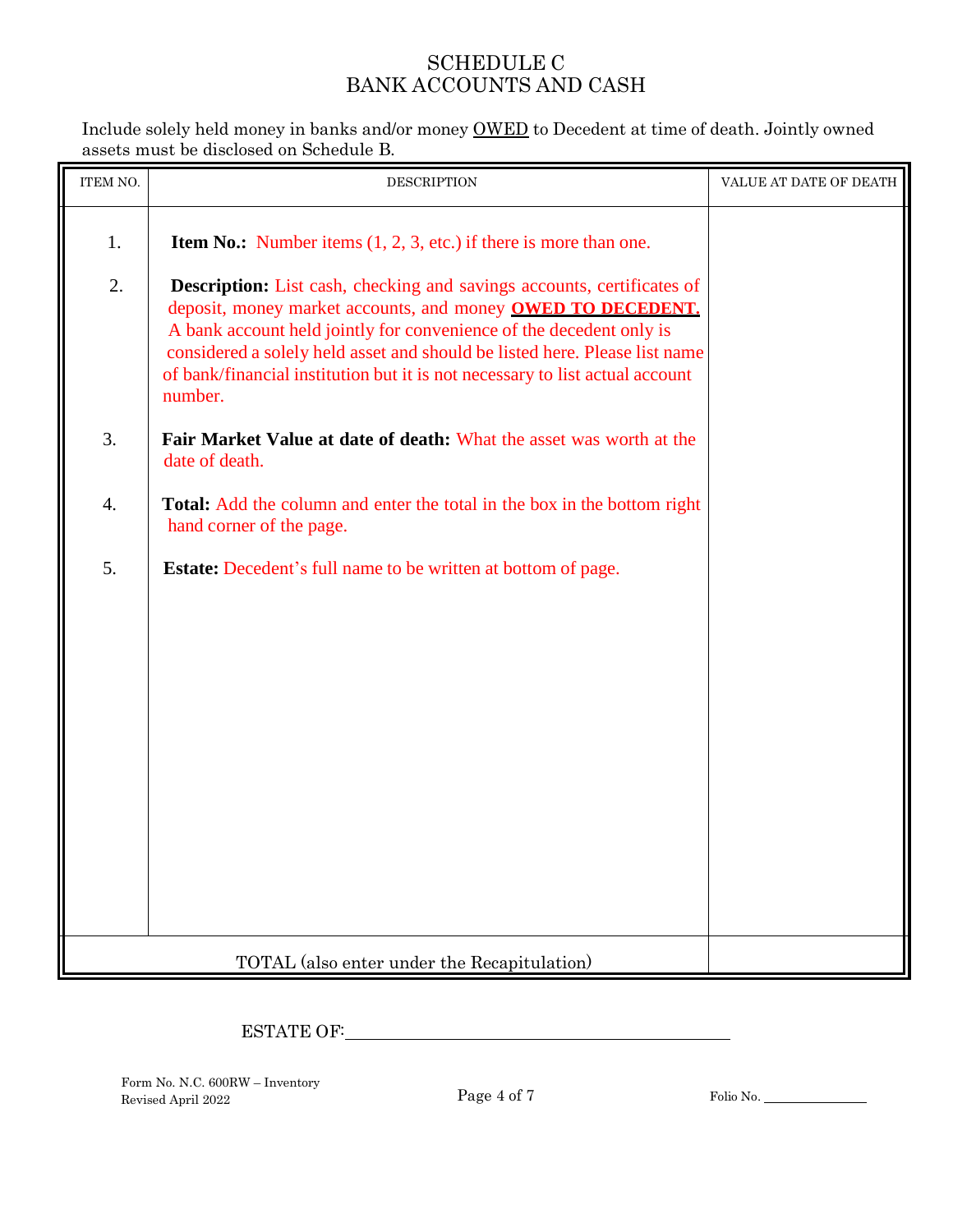# SCHEDULE C
## BANK ACCOUNTS AND CASH

Include solely held money in banks and/or money OWED to Decedent at time of death. Jointly owned assets must be disclosed on Schedule B.

| ITEM NO. | DESCRIPTION | VALUE AT DATE OF DEATH |
|---|---|---|
| 1. | **Item No.:** Number items (1, 2, 3, etc.) if there is more than one. | |
| 2. | **Description:** List cash, checking and savings accounts, certificates of deposit, money market accounts, and money **OWED TO DECEDENT.** A bank account held jointly for convenience of the decedent only is considered a solely held asset and should be listed here. Please list name of bank/financial institution but it is not necessary to list actual account number. | |
| 3. | **Fair Market Value at date of death:** What the asset was worth at the date of death. | |
| 4. | **Total:** Add the column and enter the total in the box in the bottom right hand corner of the page. | |
| 5. | **Estate:** Decedent's full name to be written at bottom of page. | |
| | TOTAL (also enter under the Recapitulation) | |

ESTATE OF: ____________________________________________

Form No. N.C. 600RW – Inventory
Revised April 2022

Folio No. _______________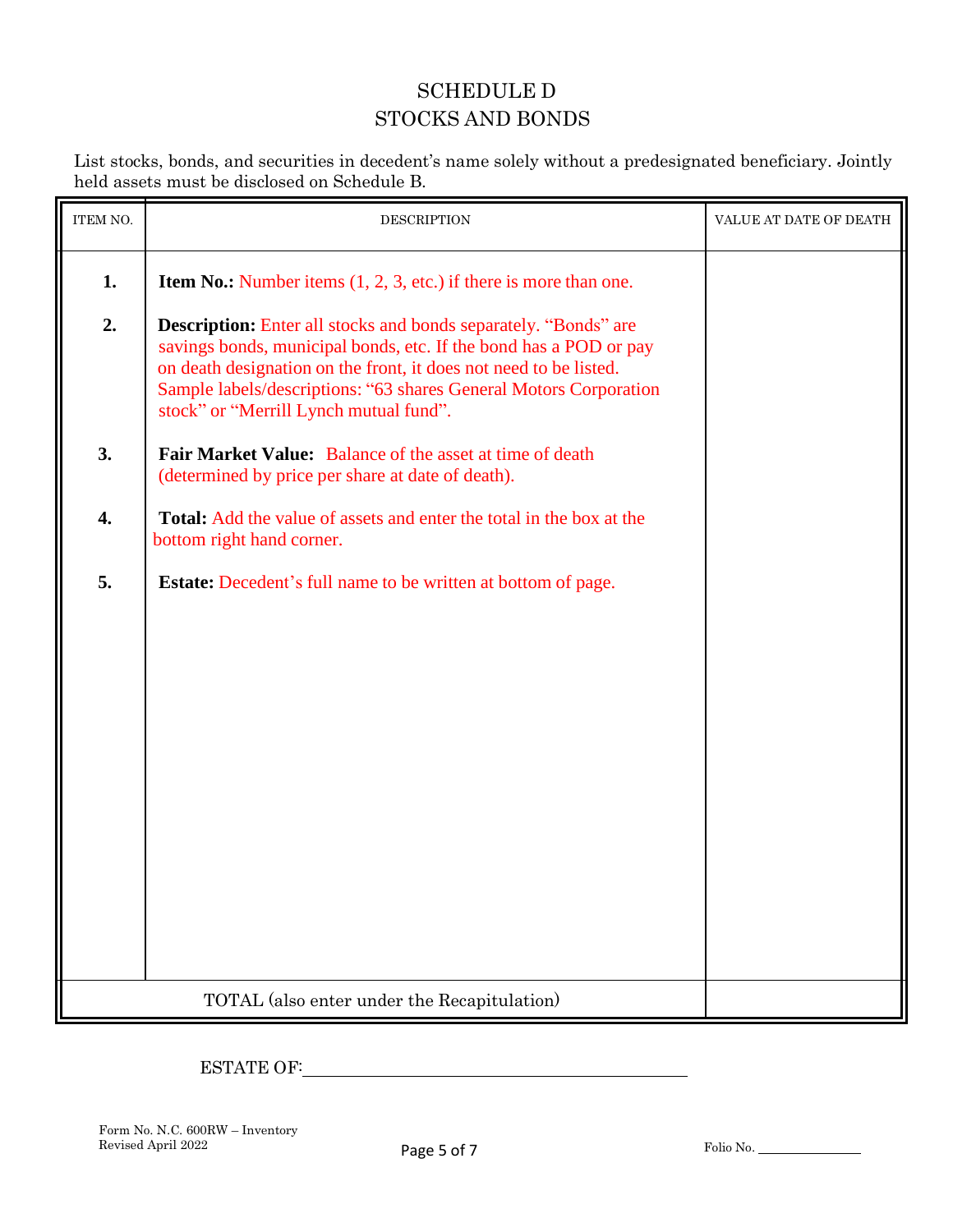# SCHEDULE D
# STOCKS AND BONDS

List stocks, bonds, and securities in decedent's name solely without a predesignated beneficiary. Jointly held assets must be disclosed on Schedule B.

| ITEM NO. | DESCRIPTION | VALUE AT DATE OF DEATH |
|---|---|---|
| **1.** | **Item No.:** Number items (1, 2, 3, etc.) if there is more than one. | |
| **2.** | **Description:** Enter all stocks and bonds separately. "Bonds" are savings bonds, municipal bonds, etc. If the bond has a POD or pay on death designation on the front, it does not need to be listed. Sample labels/descriptions: "63 shares General Motors Corporation stock" or "Merrill Lynch mutual fund". | |
| **3.** | **Fair Market Value:** Balance of the asset at time of death (determined by price per share at date of death). | |
| **4.** | **Total:** Add the value of assets and enter the total in the box at the bottom right hand corner. | |
| **5.** | **Estate:** Decedent's full name to be written at bottom of page. | |
| TOTAL (also enter under the Recapitulation) | | |

ESTATE OF: ______________________________________

Form No. N.C. 600RW – Inventory
Revised April 2022

Folio No. ______________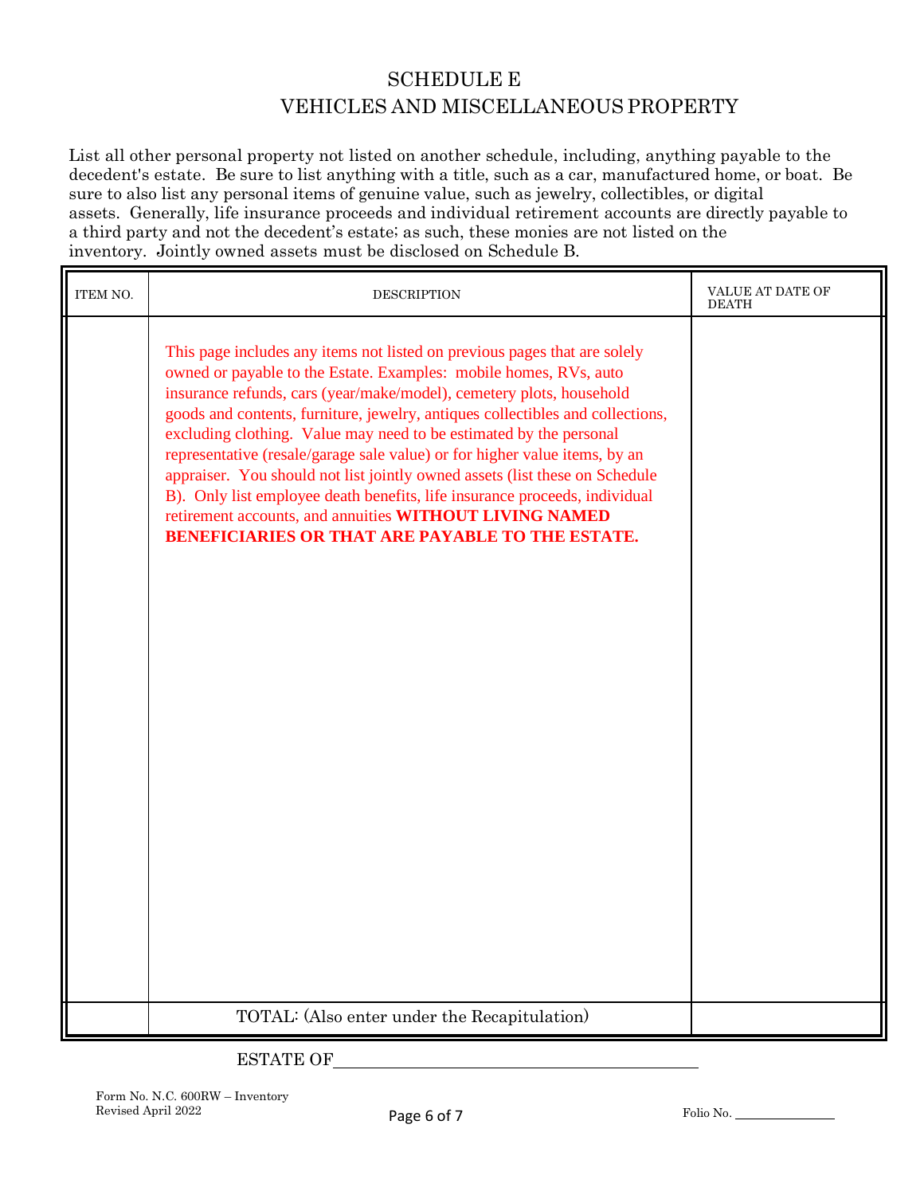# SCHEDULE E
## VEHICLES AND MISCELLANEOUS PROPERTY

List all other personal property not listed on another schedule, including, anything payable to the decedent's estate. Be sure to list anything with a title, such as a car, manufactured home, or boat. Be sure to also list any personal items of genuine value, such as jewelry, collectibles, or digital assets. Generally, life insurance proceeds and individual retirement accounts are directly payable to a third party and not the decedent's estate; as such, these monies are not listed on the inventory. Jointly owned assets must be disclosed on Schedule B.

| ITEM NO. | DESCRIPTION | VALUE AT DATE OF DEATH |
|---|---|---|
| | This page includes any items not listed on previous pages that are solely owned or payable to the Estate. Examples: mobile homes, RVs, auto insurance refunds, cars (year/make/model), cemetery plots, household goods and contents, furniture, jewelry, antiques collectibles and collections, excluding clothing. Value may need to be estimated by the personal representative (resale/garage sale value) or for higher value items, by an appraiser. You should not list jointly owned assets (list these on Schedule B). Only list employee death benefits, life insurance proceeds, individual retirement accounts, and annuities **WITHOUT LIVING NAMED BENEFICIARIES OR THAT ARE PAYABLE TO THE ESTATE.** | |
| | TOTAL: (Also enter under the Recapitulation) | |

ESTATE OF ______________________________

Form No. N.C. 600RW – Inventory
Revised April 2022

Folio No. ____________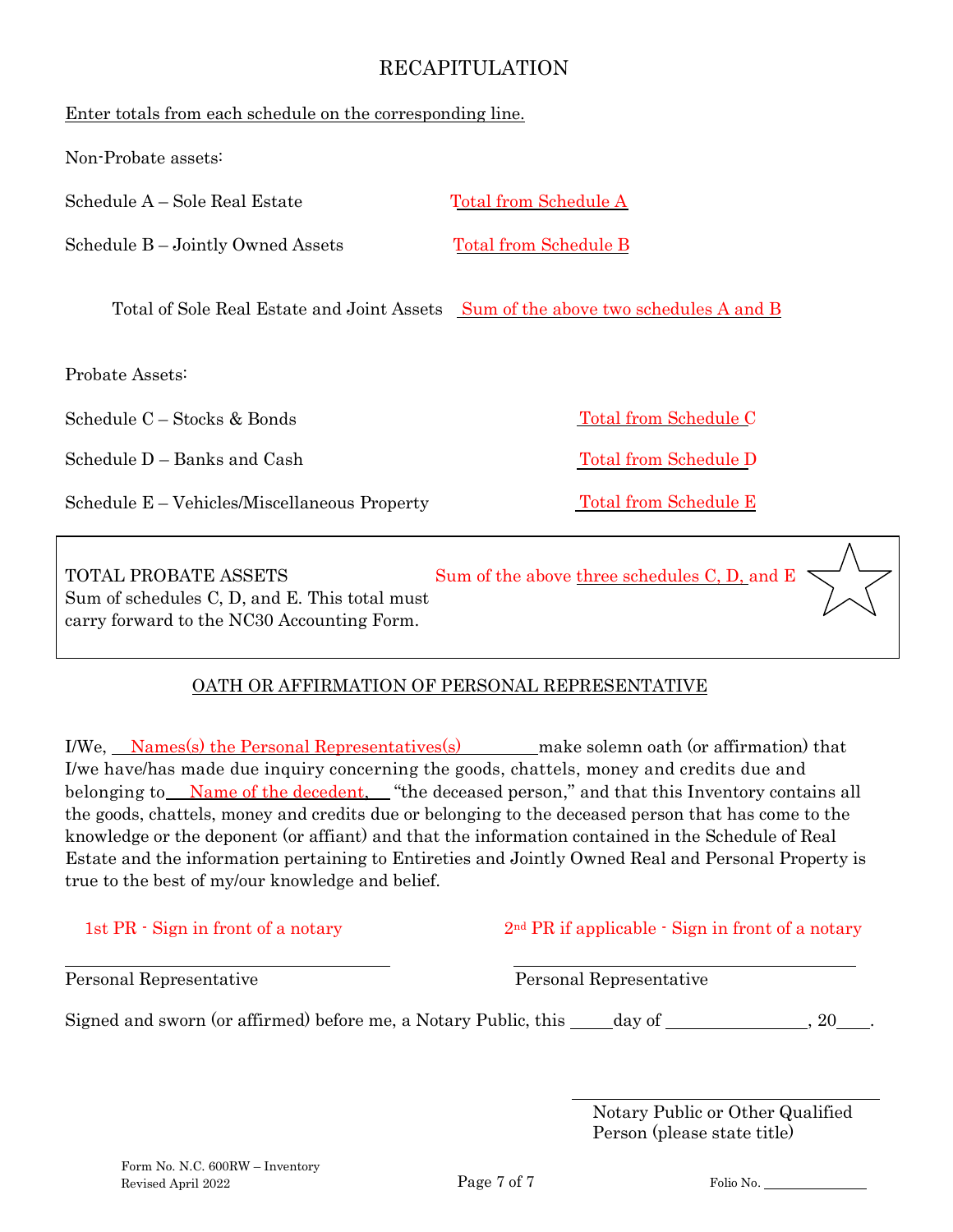# RECAPITULATION

Enter totals from each schedule on the corresponding line.

Non-Probate assets:

Schedule A – Sole Real Estate Total from Schedule A

Schedule B – Jointly Owned Assets Total from Schedule B

Total of Sole Real Estate and Joint Assets Sum of the above two schedules A and B

Probate Assets:

Schedule C – Stocks & Bonds Total from Schedule C

Schedule D – Banks and Cash Total from Schedule D

Schedule E – Vehicles/Miscellaneous Property Total from Schedule E

TOTAL PROBATE ASSETS Sum of the above three schedules C, D, and E
Sum of schedules C, D, and E. This total must carry forward to the NC30 Accounting Form.

## OATH OR AFFIRMATION OF PERSONAL REPRESENTATIVE

I/We, Names(s) the Personal Representatives(s) make solemn oath (or affirmation) that I/we have/has made due inquiry concerning the goods, chattels, money and credits due and belonging to Name of the decedent, "the deceased person," and that this Inventory contains all the goods, chattels, money and credits due or belonging to the deceased person that has come to the knowledge or the deponent (or affiant) and that the information contained in the Schedule of Real Estate and the information pertaining to Entireties and Jointly Owned Real and Personal Property is true to the best of my/our knowledge and belief.

1st PR - Sign in front of a notary

\_\_\_\_\_\_\_\_\_\_\_\_\_\_\_\_\_\_\_\_\_\_\_\_\_\_\_\_\_\_
Personal Representative

2nd PR if applicable - Sign in front of a notary

\_\_\_\_\_\_\_\_\_\_\_\_\_\_\_\_\_\_\_\_\_\_\_\_\_\_\_\_\_\_
Personal Representative

Signed and sworn (or affirmed) before me, a Notary Public, this \_\_\_\_ day of \_\_\_\_\_\_\_\_\_\_\_\_\_\_, 20\_\_\_.

\_\_\_\_\_\_\_\_\_\_\_\_\_\_\_\_\_\_\_\_\_\_\_\_\_\_\_\_\_\_
Notary Public or Other Qualified Person (please state title)

Form No. N.C. 600RW – Inventory
Revised April 2022

Folio No. \_\_\_\_\_\_\_\_\_\_